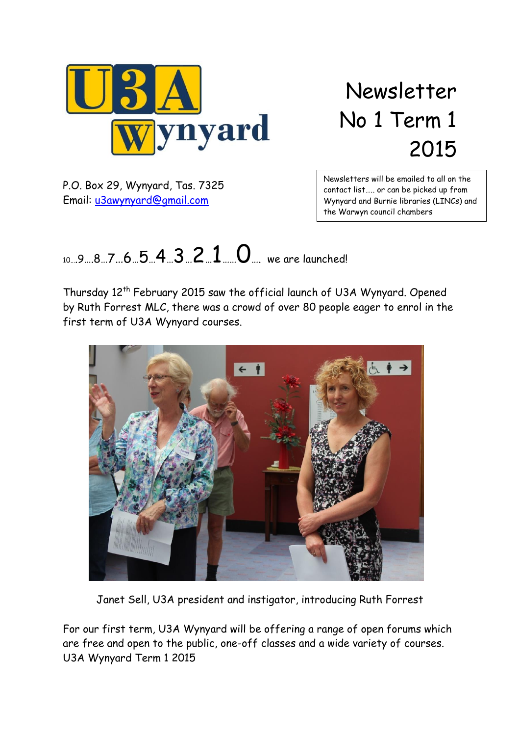# Newsletter No 1 Term 1 2015

P.O. Box 29, Wynyard, Tas. 7325
Email: u3awynyard@gmail.com

> Newsletters will be emailed to all on the contact list….. or can be picked up from Wynyard and Burnie libraries (LINCs) and the Warwyn council chambers

## 10….9….8…7…6…5…4…3…2…1……0…. we are launched!

Thursday 12th February 2015 saw the official launch of U3A Wynyard. Opened by Ruth Forrest MLC, there was a crowd of over 80 people eager to enrol in the first term of U3A Wynyard courses.

Janet Sell, U3A president and instigator, introducing Ruth Forrest

For our first term, U3A Wynyard will be offering a range of open forums which are free and open to the public, one-off classes and a wide variety of courses. U3A Wynyard Term 1 2015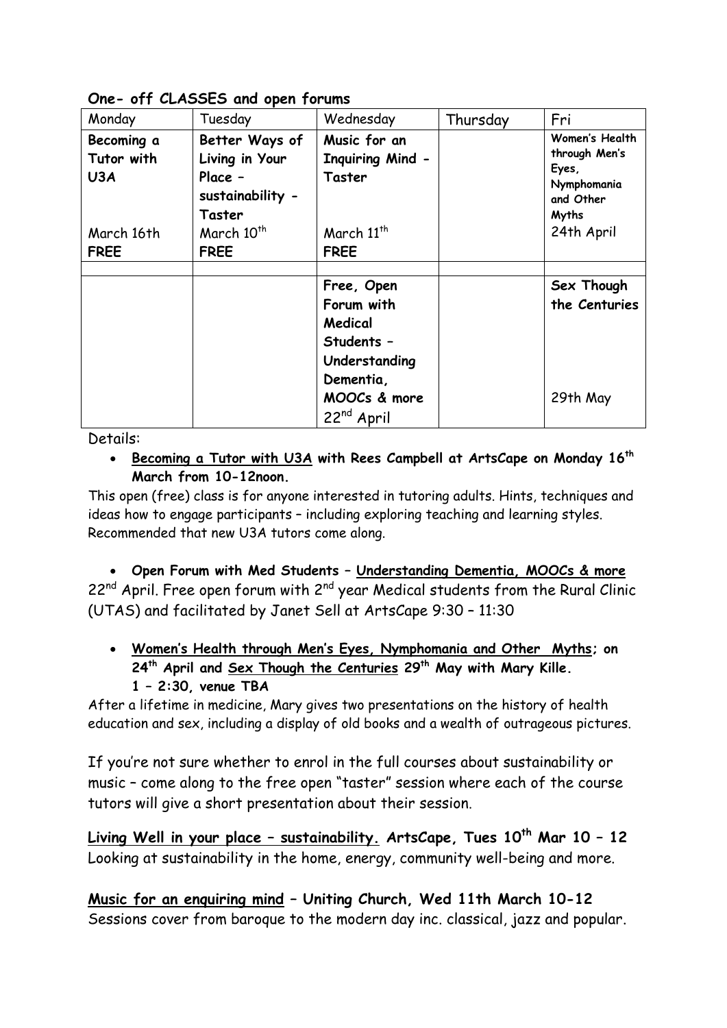**One- off CLASSES and open forums**

| Monday | Tuesday | Wednesday | Thursday | Fri |
|---|---|---|---|---|
| **Becoming a Tutor with U3A**<br><br>March 16th<br>**FREE** | **Better Ways of Living in Your Place – sustainability - Taster**<br>March 10th<br>**FREE** | **Music for an Inquiring Mind - Taster**<br><br>March 11th<br>**FREE** | | **Women's Health through Men's Eyes, Nymphomania and Other Myths**<br>24th April |
| | | | | |
| | | **Free, Open Forum with Medical Students – Understanding Dementia, MOOCs & more**<br>22nd April | | **Sex Though the Centuries**<br><br>29th May |

Details:

- **Becoming a Tutor with U3A with Rees Campbell at ArtsCape on Monday 16th March from 10-12noon.**

This open (free) class is for anyone interested in tutoring adults. Hints, techniques and ideas how to engage participants – including exploring teaching and learning styles. Recommended that new U3A tutors come along.

- **Open Forum with Med Students – Understanding Dementia, MOOCs & more**

22nd April. Free open forum with 2nd year Medical students from the Rural Clinic (UTAS) and facilitated by Janet Sell at ArtsCape 9:30 – 11:30

- **Women's Health through Men's Eyes, Nymphomania and Other Myths; on 24th April and Sex Though the Centuries 29th May with Mary Kille. 1 – 2:30, venue TBA**

After a lifetime in medicine, Mary gives two presentations on the history of health education and sex, including a display of old books and a wealth of outrageous pictures.

If you're not sure whether to enrol in the full courses about sustainability or music – come along to the free open "taster" session where each of the course tutors will give a short presentation about their session.

**Living Well in your place – sustainability. ArtsCape, Tues 10th Mar 10 – 12**
Looking at sustainability in the home, energy, community well-being and more.

**Music for an enquiring mind – Uniting Church, Wed 11th March 10-12**
Sessions cover from baroque to the modern day inc. classical, jazz and popular.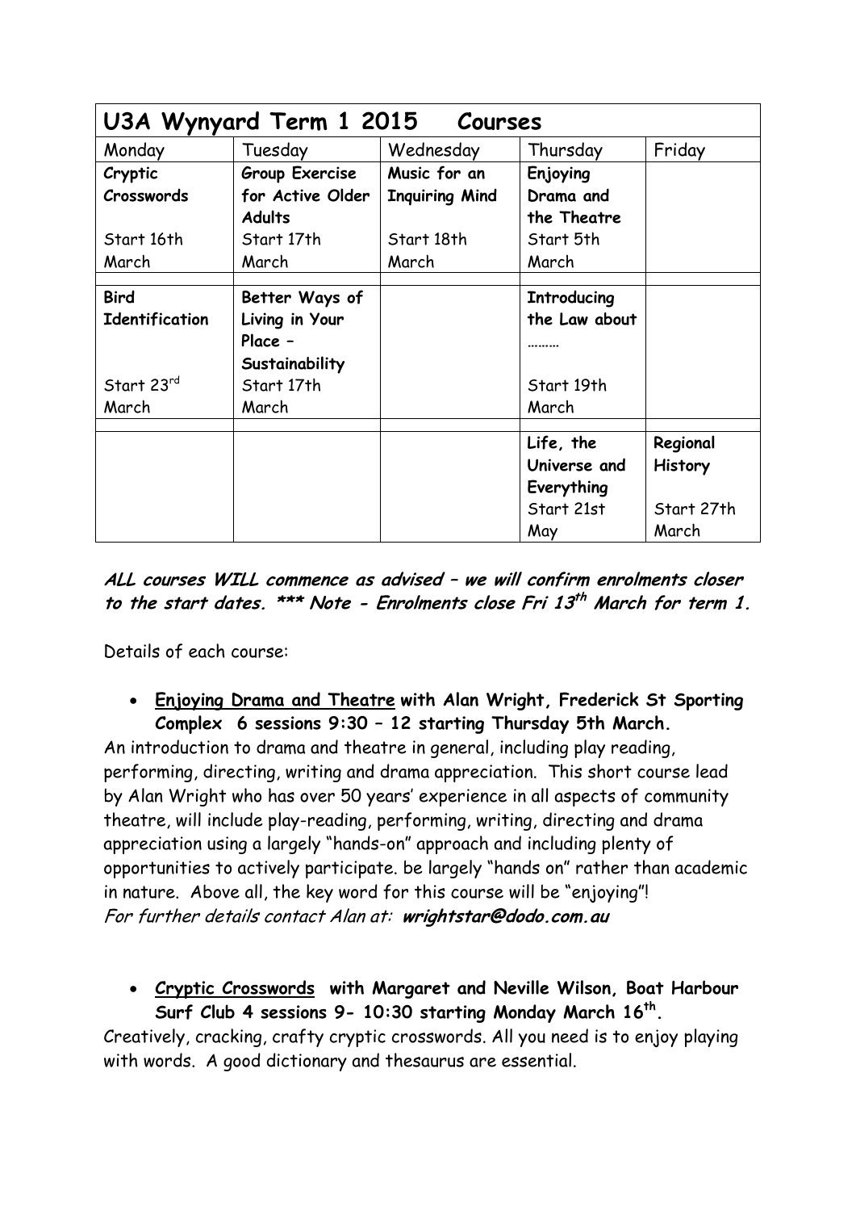| U3A Wynyard Term 1 2015 Courses | | | | |
|---|---|---|---|---|
| Monday | Tuesday | Wednesday | Thursday | Friday |
| **Cryptic Crosswords**<br><br>Start 16th March | **Group Exercise for Active Older Adults**<br><br>Start 17th March | **Music for an Inquiring Mind**<br><br>Start 18th March | **Enjoying Drama and the Theatre**<br><br>Start 5th March | |
| **Bird Identification**<br><br>Start 23rd March | **Better Ways of Living in Your Place – Sustainability**<br><br>Start 17th March | | **Introducing the Law about ………**<br><br>Start 19th March | |
| | | | **Life, the Universe and Everything**<br><br>Start 21st May | **Regional History**<br><br>Start 27th March |

***ALL courses WILL commence as advised – we will confirm enrolments closer to the start dates. \*\*\* Note - Enrolments close Fri 13th March for term 1.***

Details of each course:

- **Enjoying Drama and Theatre with Alan Wright, Frederick St Sporting Complex 6 sessions 9:30 – 12 starting Thursday 5th March.**

An introduction to drama and theatre in general, including play reading, performing, directing, writing and drama appreciation. This short course lead by Alan Wright who has over 50 years' experience in all aspects of community theatre, will include play-reading, performing, writing, directing and drama appreciation using a largely "hands-on" approach and including plenty of opportunities to actively participate. be largely "hands on" rather than academic in nature. Above all, the key word for this course will be "enjoying"!

*For further details contact Alan at:* ***wrightstar@dodo.com.au***

- **Cryptic Crosswords with Margaret and Neville Wilson, Boat Harbour Surf Club 4 sessions 9- 10:30 starting Monday March 16th.**

Creatively, cracking, crafty cryptic crosswords. All you need is to enjoy playing with words. A good dictionary and thesaurus are essential.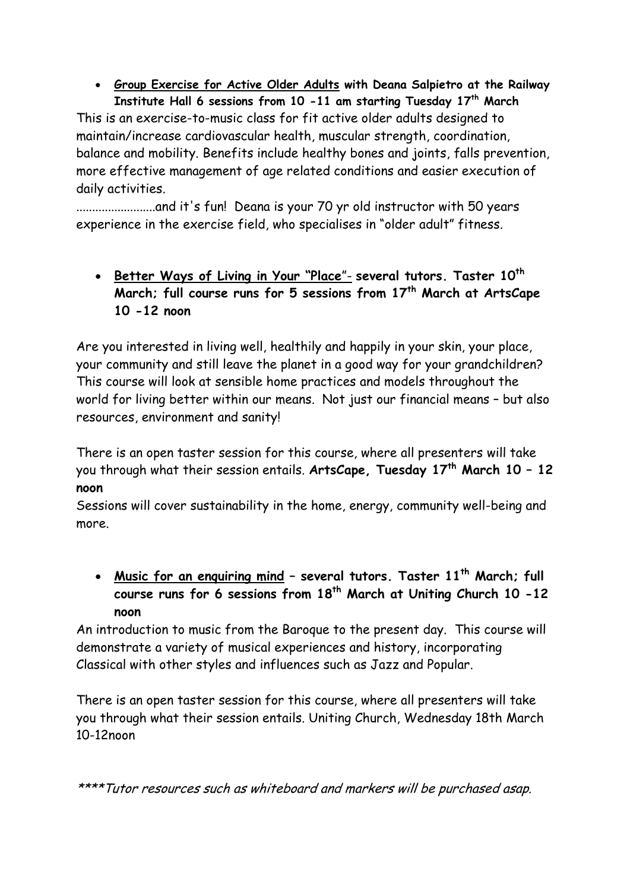- <u>**Group Exercise for Active Older Adults**</u> **with Deana Salpietro at the Railway Institute Hall 6 sessions from 10 -11 am starting Tuesday 17th March**

This is an exercise-to-music class for fit active older adults designed to maintain/increase cardiovascular health, muscular strength, coordination, balance and mobility. Benefits include healthy bones and joints, falls prevention, more effective management of age related conditions and easier execution of daily activities.

.........................and it's fun! Deana is your 70 yr old instructor with 50 years experience in the exercise field, who specialises in "older adult" fitness.

- <u>**Better Ways of Living in Your "Place"**</u>**- several tutors. Taster 10th March; full course runs for 5 sessions from 17th March at ArtsCape 10 -12 noon**

Are you interested in living well, healthily and happily in your skin, your place, your community and still leave the planet in a good way for your grandchildren? This course will look at sensible home practices and models throughout the world for living better within our means. Not just our financial means – but also resources, environment and sanity!

There is an open taster session for this course, where all presenters will take you through what their session entails. **ArtsCape, Tuesday 17th March 10 – 12 noon**

Sessions will cover sustainability in the home, energy, community well-being and more.

- <u>**Music for an enquiring mind**</u> **– several tutors. Taster 11th March; full course runs for 6 sessions from 18th March at Uniting Church 10 -12 noon**

An introduction to music from the Baroque to the present day. This course will demonstrate a variety of musical experiences and history, incorporating Classical with other styles and influences such as Jazz and Popular.

There is an open taster session for this course, where all presenters will take you through what their session entails. Uniting Church, Wednesday 18th March 10-12noon

*\*\*\*\*Tutor resources such as whiteboard and markers will be purchased asap.*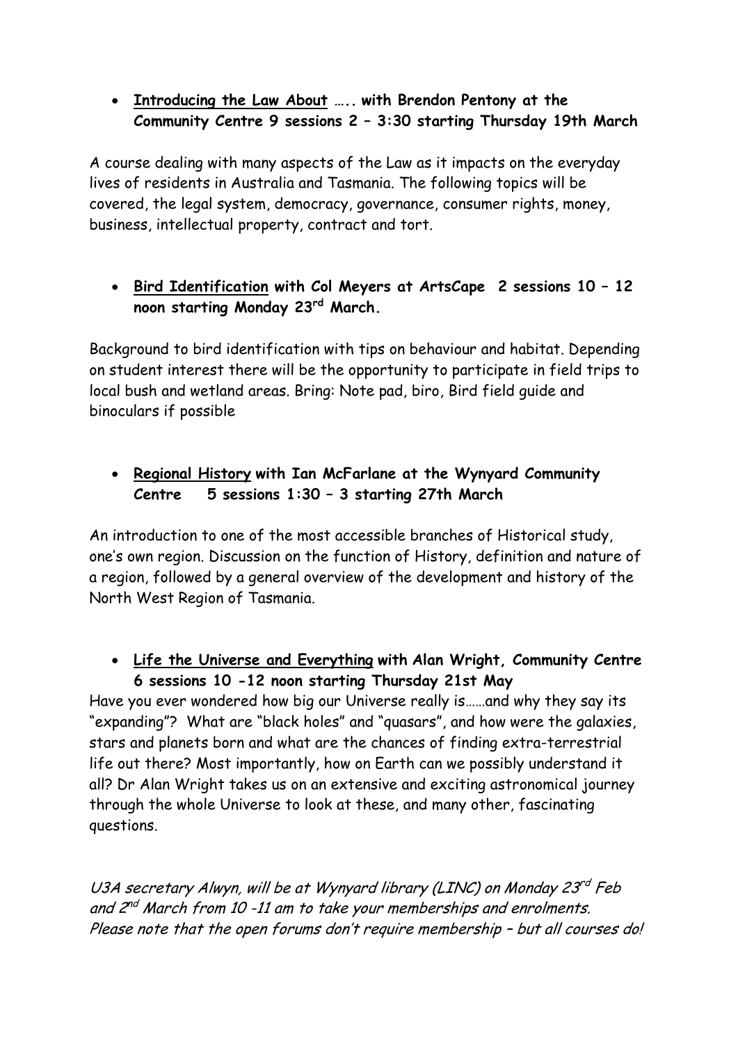- **<u>Introducing the Law About</u> ….. with Brendon Pentony at the Community Centre 9 sessions 2 – 3:30 starting Thursday 19th March**

A course dealing with many aspects of the Law as it impacts on the everyday lives of residents in Australia and Tasmania. The following topics will be covered, the legal system, democracy, governance, consumer rights, money, business, intellectual property, contract and tort.

- **<u>Bird Identification</u> with Col Meyers at ArtsCape 2 sessions 10 – 12 noon starting Monday 23rd March.**

Background to bird identification with tips on behaviour and habitat. Depending on student interest there will be the opportunity to participate in field trips to local bush and wetland areas. Bring: Note pad, biro, Bird field guide and binoculars if possible

- **<u>Regional History</u> with Ian McFarlane at the Wynyard Community Centre 5 sessions 1:30 – 3 starting 27th March**

An introduction to one of the most accessible branches of Historical study, one's own region. Discussion on the function of History, definition and nature of a region, followed by a general overview of the development and history of the North West Region of Tasmania.

- **<u>Life the Universe and Everything</u> with Alan Wright, Community Centre 6 sessions 10 -12 noon starting Thursday 21st May**

Have you ever wondered how big our Universe really is……and why they say its "expanding"? What are "black holes" and "quasars", and how were the galaxies, stars and planets born and what are the chances of finding extra-terrestrial life out there? Most importantly, how on Earth can we possibly understand it all? Dr Alan Wright takes us on an extensive and exciting astronomical journey through the whole Universe to look at these, and many other, fascinating questions.

*U3A secretary Alwyn, will be at Wynyard library (LINC) on Monday 23rd Feb and 2nd March from 10 -11 am to take your memberships and enrolments. Please note that the open forums don't require membership – but all courses do!*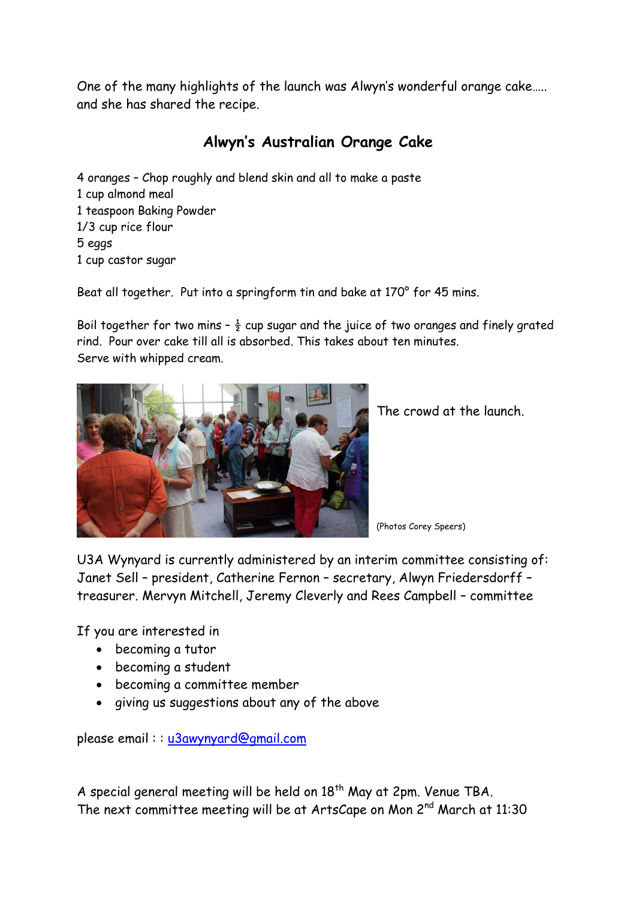One of the many highlights of the launch was Alwyn's wonderful orange cake….. and she has shared the recipe.

## Alwyn's Australian Orange Cake

4 oranges – Chop roughly and blend skin and all to make a paste
1 cup almond meal
1 teaspoon Baking Powder
1/3 cup rice flour
5 eggs
1 cup castor sugar

Beat all together. Put into a springform tin and bake at 170° for 45 mins.

Boil together for two mins – ½ cup sugar and the juice of two oranges and finely grated rind. Pour over cake till all is absorbed. This takes about ten minutes.
Serve with whipped cream.

The crowd at the launch.

(Photos Corey Speers)

U3A Wynyard is currently administered by an interim committee consisting of: Janet Sell – president, Catherine Fernon – secretary, Alwyn Friedersdorff – treasurer. Mervyn Mitchell, Jeremy Cleverly and Rees Campbell – committee

If you are interested in

- becoming a tutor
- becoming a student
- becoming a committee member
- giving us suggestions about any of the above

please email : : u3awynyard@gmail.com

A special general meeting will be held on 18th May at 2pm. Venue TBA.
The next committee meeting will be at ArtsCape on Mon 2nd March at 11:30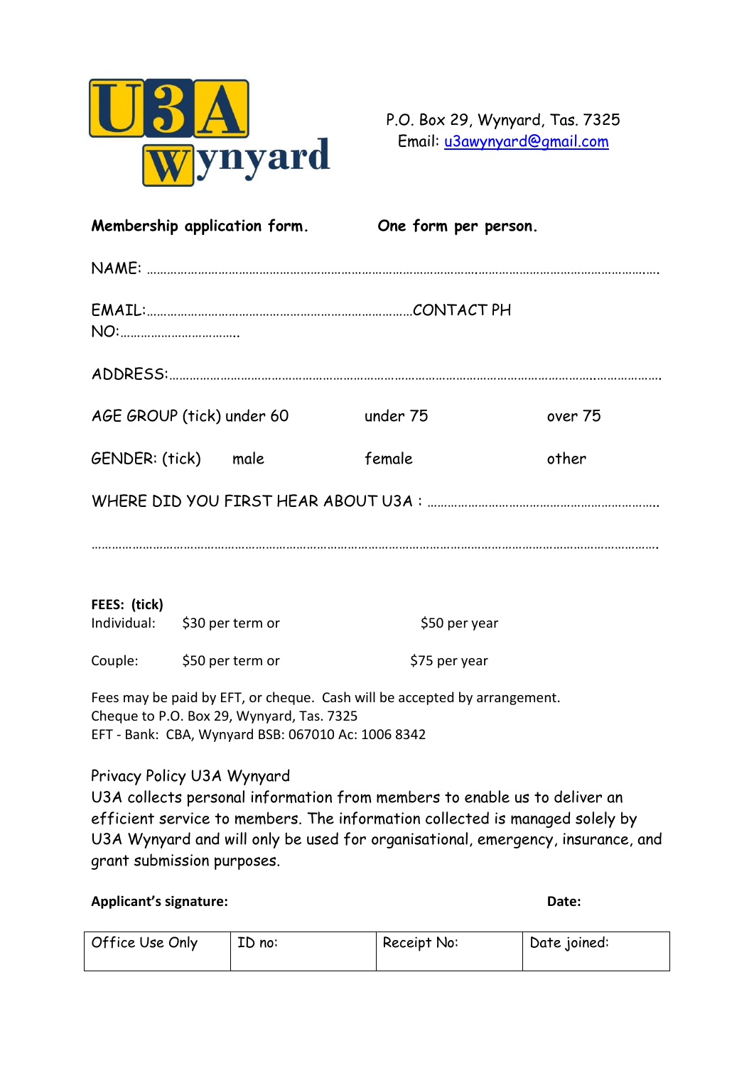U3A Wynyard

P.O. Box 29, Wynyard, Tas. 7325
Email: u3awynyard@gmail.com

**Membership application form.** **One form per person.**

NAME: ……………………………………………………………………………………………………………………………….

EMAIL:………………………………………………………………………CONTACT PH NO:……………………………..

ADDRESS:…………………………………………………………………………………………………………………………

AGE GROUP (tick) under 60 under 75 over 75

GENDER: (tick) male female other

WHERE DID YOU FIRST HEAR ABOUT U3A : …………………………………………………………

…………………………………………………………………………………………………………………………………………

**FEES: (tick)**

Individual: $30 per term or $50 per year

Couple: $50 per term or $75 per year

Fees may be paid by EFT, or cheque. Cash will be accepted by arrangement.
Cheque to P.O. Box 29, Wynyard, Tas. 7325
EFT - Bank: CBA, Wynyard BSB: 067010 Ac: 1006 8342

Privacy Policy U3A Wynyard
U3A collects personal information from members to enable us to deliver an efficient service to members. The information collected is managed solely by U3A Wynyard and will only be used for organisational, emergency, insurance, and grant submission purposes.

**Applicant's signature:** **Date:**

| Office Use Only | ID no: | Receipt No: | Date joined: |
|---|---|---|---|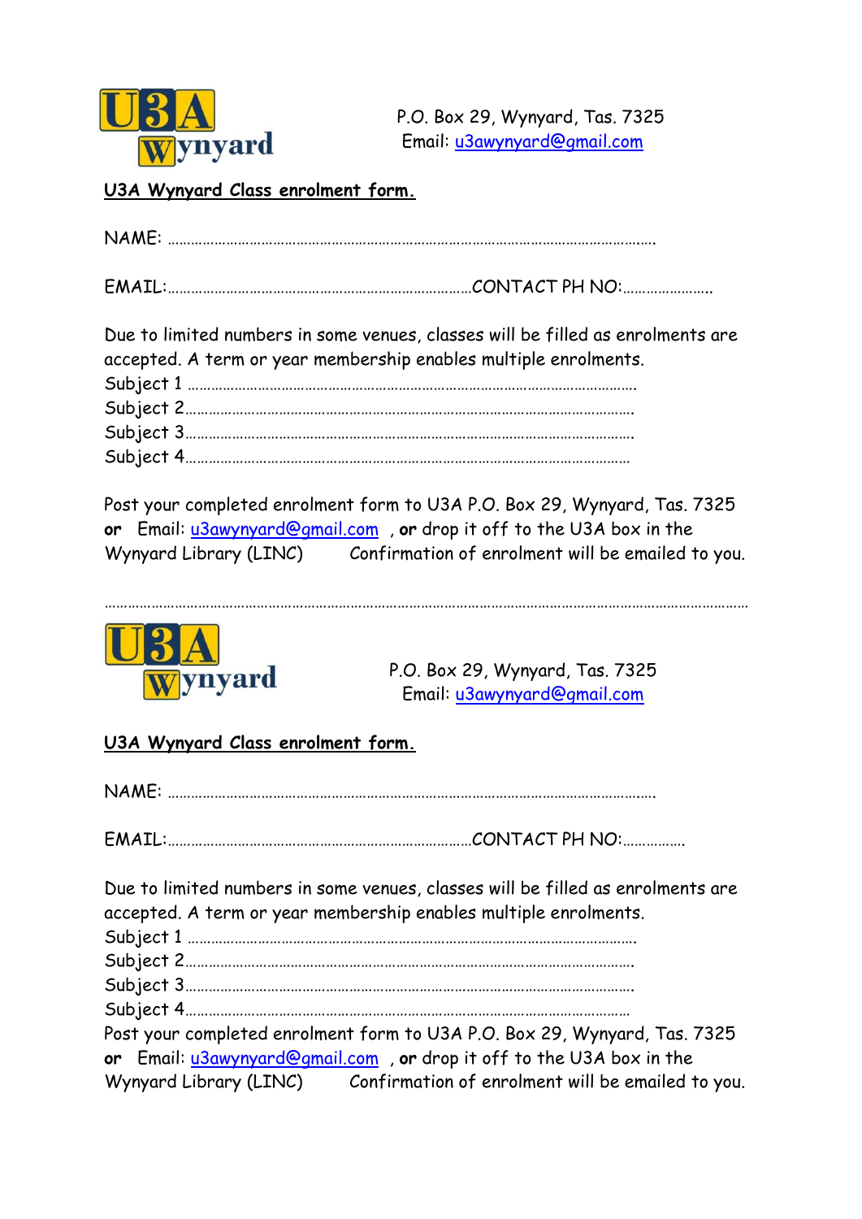U3A Wynyard

P.O. Box 29, Wynyard, Tas. 7325
Email: u3awynyard@gmail.com

**U3A Wynyard Class enrolment form.**

NAME: ……………………………………………………………………………………………………….

EMAIL:……………………………………………………………………CONTACT PH NO:…………………..

Due to limited numbers in some venues, classes will be filled as enrolments are accepted. A term or year membership enables multiple enrolments.

Subject 1 ……………………………………………………………………………………………….
Subject 2……………………………………………………………………………………………….
Subject 3……………………………………………………………………………………………….
Subject 4……………………………………………………………………………………………….

Post your completed enrolment form to U3A P.O. Box 29, Wynyard, Tas. 7325 **or** Email: u3awynyard@gmail.com , **or** drop it off to the U3A box in the Wynyard Library (LINC) Confirmation of enrolment will be emailed to you.

………………………………………………………………………………………………………………………………………

U3A Wynyard

P.O. Box 29, Wynyard, Tas. 7325
Email: u3awynyard@gmail.com

**U3A Wynyard Class enrolment form.**

NAME: ……………………………………………………………………………………………………….

EMAIL:……………………………………………………………………CONTACT PH NO:……………

Due to limited numbers in some venues, classes will be filled as enrolments are accepted. A term or year membership enables multiple enrolments.

Subject 1 ……………………………………………………………………………………………….
Subject 2……………………………………………………………………………………………….
Subject 3……………………………………………………………………………………………….
Subject 4……………………………………………………………………………………………….

Post your completed enrolment form to U3A P.O. Box 29, Wynyard, Tas. 7325 **or** Email: u3awynyard@gmail.com , **or** drop it off to the U3A box in the Wynyard Library (LINC) Confirmation of enrolment will be emailed to you.